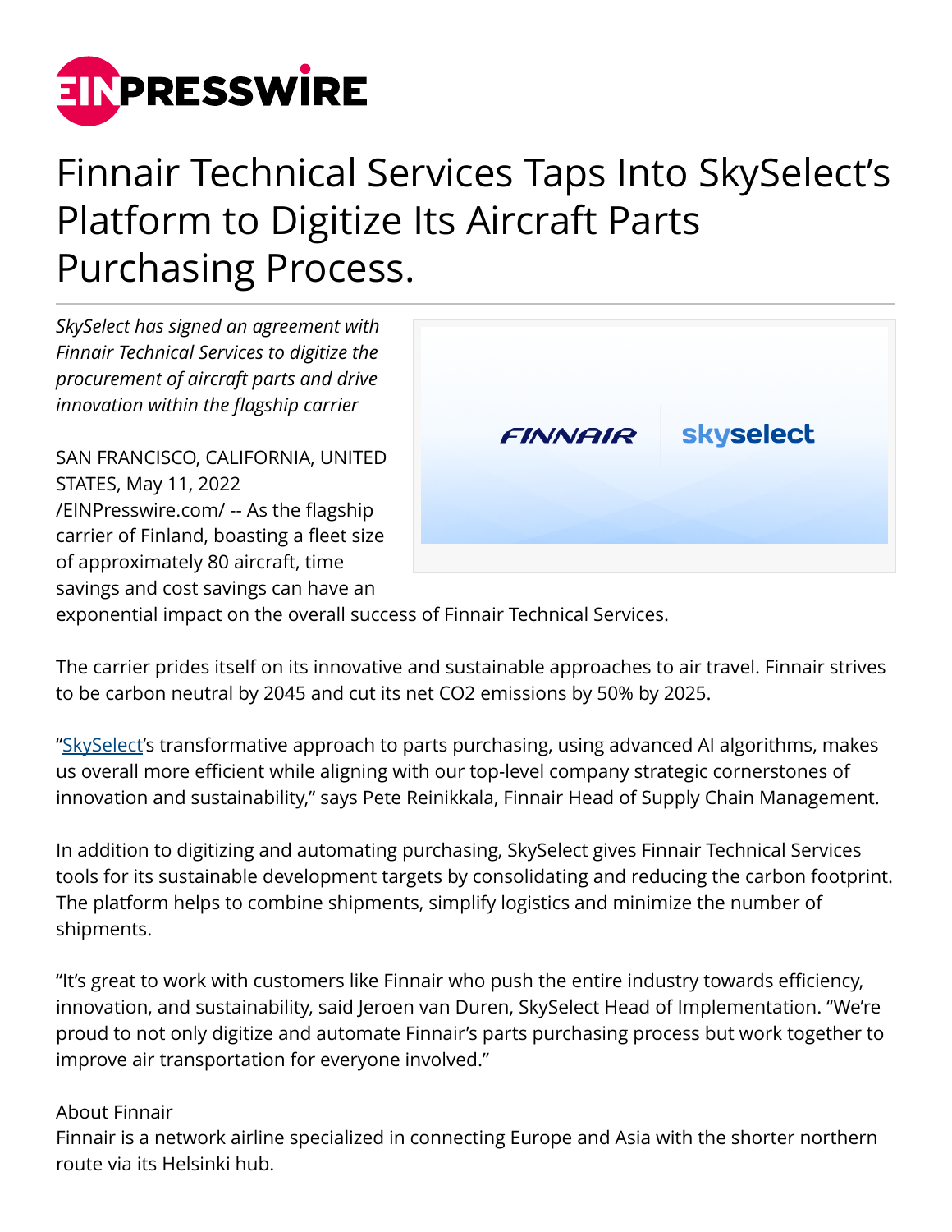# Finnair Technical Services Taps Into SkySelect's Platform to Digitize Its Aircraft Parts Purchasing Process.

*SkySelect has signed an agreement with Finnair Technical Services to digitize the procurement of aircraft parts and drive innovation within the flagship carrier*

SAN FRANCISCO, CALIFORNIA, UNITED STATES, May 11, 2022 /EINPresswire.com/ -- As the flagship carrier of Finland, boasting a fleet size of approximately 80 aircraft, time savings and cost savings can have an exponential impact on the overall success of Finnair Technical Services.

The carrier prides itself on its innovative and sustainable approaches to air travel. Finnair strives to be carbon neutral by 2045 and cut its net $CO_2$ emissions by 50% by 2025.

"SkySelect's transformative approach to parts purchasing, using advanced AI algorithms, makes us overall more efficient while aligning with our top-level company strategic cornerstones of innovation and sustainability," says Pete Reinikkala, Finnair Head of Supply Chain Management.

In addition to digitizing and automating purchasing, SkySelect gives Finnair Technical Services tools for its sustainable development targets by consolidating and reducing the carbon footprint. The platform helps to combine shipments, simplify logistics and minimize the number of shipments.

"It's great to work with customers like Finnair who push the entire industry towards efficiency, innovation, and sustainability, said Jeroen van Duren, SkySelect Head of Implementation. "We're proud to not only digitize and automate Finnair's parts purchasing process but work together to improve air transportation for everyone involved."

About Finnair
Finnair is a network airline specialized in connecting Europe and Asia with the shorter northern route via its Helsinki hub.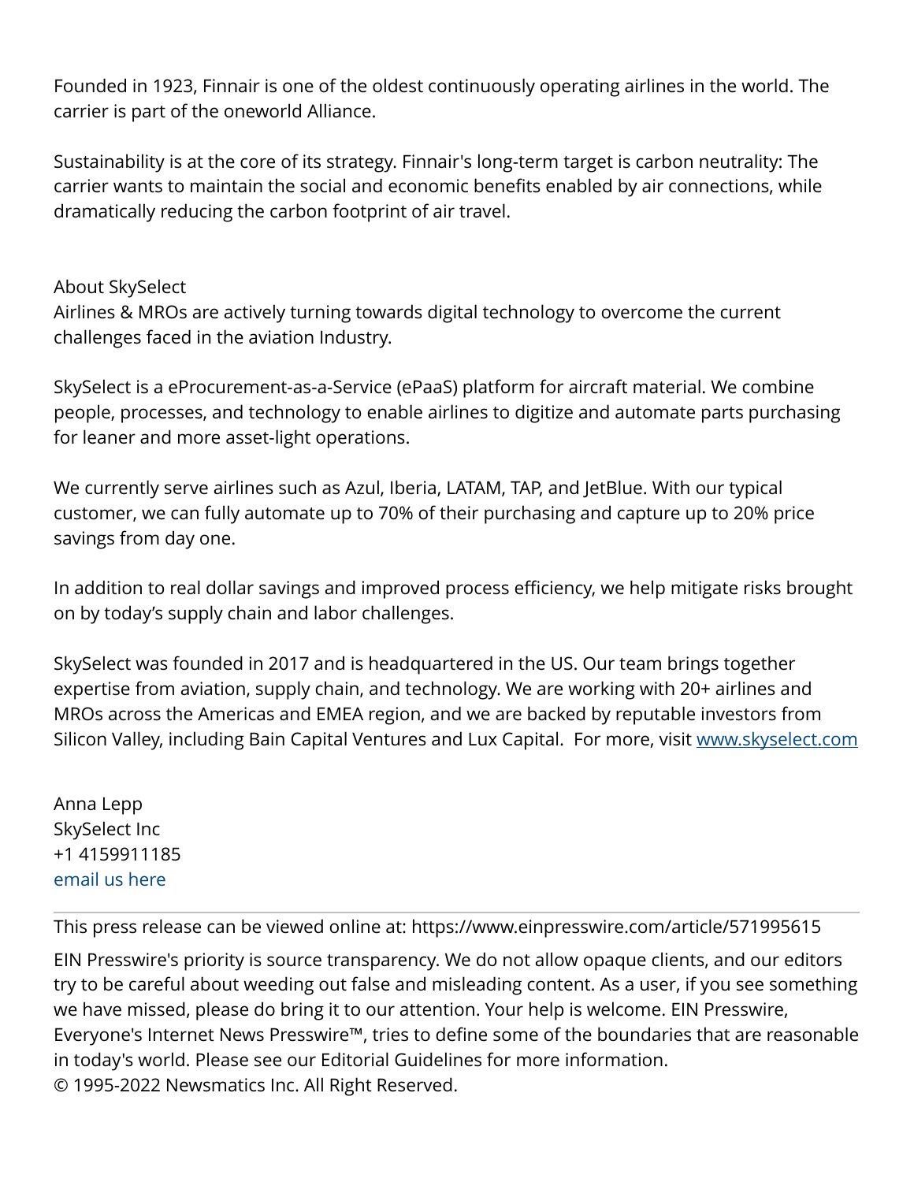Founded in 1923, Finnair is one of the oldest continuously operating airlines in the world. The carrier is part of the oneworld Alliance.

Sustainability is at the core of its strategy. Finnair's long-term target is carbon neutrality: The carrier wants to maintain the social and economic benefits enabled by air connections, while dramatically reducing the carbon footprint of air travel.

About SkySelect
Airlines & MROs are actively turning towards digital technology to overcome the current challenges faced in the aviation Industry.

SkySelect is a eProcurement-as-a-Service (ePaaS) platform for aircraft material. We combine people, processes, and technology to enable airlines to digitize and automate parts purchasing for leaner and more asset-light operations.

We currently serve airlines such as Azul, Iberia, LATAM, TAP, and JetBlue. With our typical customer, we can fully automate up to 70% of their purchasing and capture up to 20% price savings from day one.

In addition to real dollar savings and improved process efficiency, we help mitigate risks brought on by today's supply chain and labor challenges.

SkySelect was founded in 2017 and is headquartered in the US. Our team brings together expertise from aviation, supply chain, and technology. We are working with 20+ airlines and MROs across the Americas and EMEA region, and we are backed by reputable investors from Silicon Valley, including Bain Capital Ventures and Lux Capital. For more, visit [www.skyselect.com](www.skyselect.com)

Anna Lepp
SkySelect Inc
+1 4159911185
email us here

---

This press release can be viewed online at: https://www.einpresswire.com/article/571995615

EIN Presswire's priority is source transparency. We do not allow opaque clients, and our editors try to be careful about weeding out false and misleading content. As a user, if you see something we have missed, please do bring it to our attention. Your help is welcome. EIN Presswire, Everyone's Internet News Presswire™, tries to define some of the boundaries that are reasonable in today's world. Please see our Editorial Guidelines for more information.
© 1995-2022 Newsmatics Inc. All Right Reserved.